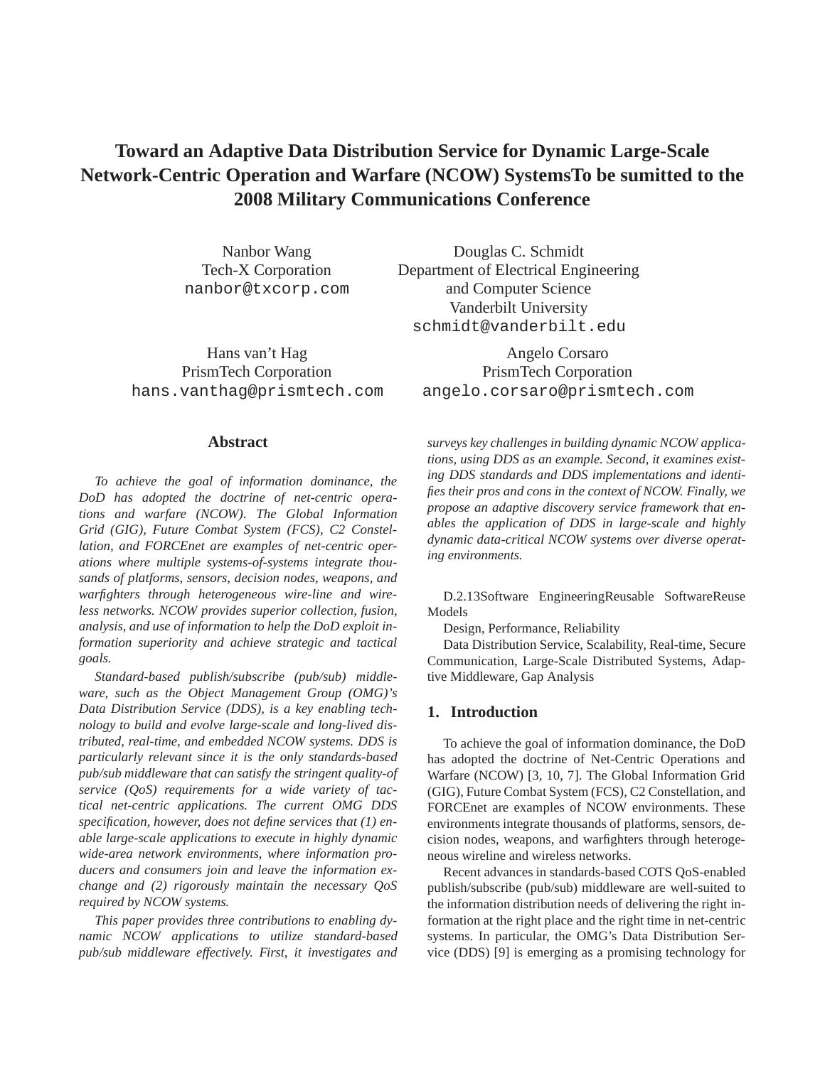# Toward an Adaptive Data Distribution Service for Dynamic Large-Scale Network-Centric Operation and Warfare (NCOW) SystemsTo be sumitted to the 2008 Military Communications Conference

Nanbor Wang
Tech-X Corporation
nanbor@txcorp.com

Douglas C. Schmidt
Department of Electrical Engineering and Computer Science
Vanderbilt University
schmidt@vanderbilt.edu

Hans van't Hag
PrismTech Corporation
hans.vanthag@prismtech.com

Angelo Corsaro
PrismTech Corporation
angelo.corsaro@prismtech.com

## Abstract

*To achieve the goal of information dominance, the DoD has adopted the doctrine of net-centric operations and warfare (NCOW). The Global Information Grid (GIG), Future Combat System (FCS), C2 Constellation, and FORCEnet are examples of net-centric operations where multiple systems-of-systems integrate thousands of platforms, sensors, decision nodes, weapons, and warfighters through heterogeneous wire-line and wireless networks. NCOW provides superior collection, fusion, analysis, and use of information to help the DoD exploit information superiority and achieve strategic and tactical goals.*

*Standard-based publish/subscribe (pub/sub) middleware, such as the Object Management Group (OMG)'s Data Distribution Service (DDS), is a key enabling technology to build and evolve large-scale and long-lived distributed, real-time, and embedded NCOW systems. DDS is particularly relevant since it is the only standards-based pub/sub middleware that can satisfy the stringent quality-of service (QoS) requirements for a wide variety of tactical net-centric applications. The current OMG DDS specification, however, does not define services that (1) enable large-scale applications to execute in highly dynamic wide-area network environments, where information producers and consumers join and leave the information exchange and (2) rigorously maintain the necessary QoS required by NCOW systems.*

*This paper provides three contributions to enabling dynamic NCOW applications to utilize standard-based pub/sub middleware effectively. First, it investigates and surveys key challenges in building dynamic NCOW applications, using DDS as an example. Second, it examines existing DDS standards and DDS implementations and identifies their pros and cons in the context of NCOW. Finally, we propose an adaptive discovery service framework that enables the application of DDS in large-scale and highly dynamic data-critical NCOW systems over diverse operating environments.*

D.2.13Software EngineeringReusable SoftwareReuse Models

Design, Performance, Reliability

Data Distribution Service, Scalability, Real-time, Secure Communication, Large-Scale Distributed Systems, Adaptive Middleware, Gap Analysis

## 1. Introduction

To achieve the goal of information dominance, the DoD has adopted the doctrine of Net-Centric Operations and Warfare (NCOW) [3, 10, 7]. The Global Information Grid (GIG), Future Combat System (FCS), C2 Constellation, and FORCEnet are examples of NCOW environments. These environments integrate thousands of platforms, sensors, decision nodes, weapons, and warfighters through heterogeneous wireline and wireless networks.

Recent advances in standards-based COTS QoS-enabled publish/subscribe (pub/sub) middleware are well-suited to the information distribution needs of delivering the right information at the right place and the right time in net-centric systems. In particular, the OMG's Data Distribution Service (DDS) [9] is emerging as a promising technology for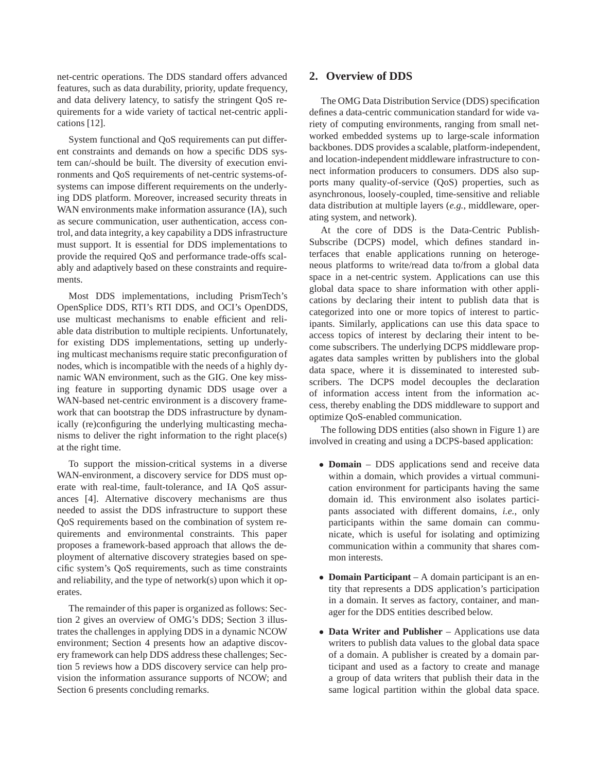net-centric operations. The DDS standard offers advanced features, such as data durability, priority, update frequency, and data delivery latency, to satisfy the stringent QoS requirements for a wide variety of tactical net-centric applications [12].

System functional and QoS requirements can put different constraints and demands on how a specific DDS system can/-should be built. The diversity of execution environments and QoS requirements of net-centric systems-of-systems can impose different requirements on the underlying DDS platform. Moreover, increased security threats in WAN environments make information assurance (IA), such as secure communication, user authentication, access control, and data integrity, a key capability a DDS infrastructure must support. It is essential for DDS implementations to provide the required QoS and performance trade-offs scalably and adaptively based on these constraints and requirements.

Most DDS implementations, including PrismTech's OpenSplice DDS, RTI's RTI DDS, and OCI's OpenDDS, use multicast mechanisms to enable efficient and reliable data distribution to multiple recipients. Unfortunately, for existing DDS implementations, setting up underlying multicast mechanisms require static preconfiguration of nodes, which is incompatible with the needs of a highly dynamic WAN environment, such as the GIG. One key missing feature in supporting dynamic DDS usage over a WAN-based net-centric environment is a discovery framework that can bootstrap the DDS infrastructure by dynamically (re)configuring the underlying multicasting mechanisms to deliver the right information to the right place(s) at the right time.

To support the mission-critical systems in a diverse WAN-environment, a discovery service for DDS must operate with real-time, fault-tolerance, and IA QoS assurances [4]. Alternative discovery mechanisms are thus needed to assist the DDS infrastructure to support these QoS requirements based on the combination of system requirements and environmental constraints. This paper proposes a framework-based approach that allows the deployment of alternative discovery strategies based on specific system's QoS requirements, such as time constraints and reliability, and the type of network(s) upon which it operates.

The remainder of this paper is organized as follows: Section 2 gives an overview of OMG's DDS; Section 3 illustrates the challenges in applying DDS in a dynamic NCOW environment; Section 4 presents how an adaptive discovery framework can help DDS address these challenges; Section 5 reviews how a DDS discovery service can help provision the information assurance supports of NCOW; and Section 6 presents concluding remarks.

## 2. Overview of DDS

The OMG Data Distribution Service (DDS) specification defines a data-centric communication standard for wide variety of computing environments, ranging from small networked embedded systems up to large-scale information backbones. DDS provides a scalable, platform-independent, and location-independent middleware infrastructure to connect information producers to consumers. DDS also supports many quality-of-service (QoS) properties, such as asynchronous, loosely-coupled, time-sensitive and reliable data distribution at multiple layers (*e.g.*, middleware, operating system, and network).

At the core of DDS is the Data-Centric Publish-Subscribe (DCPS) model, which defines standard interfaces that enable applications running on heterogeneous platforms to write/read data to/from a global data space in a net-centric system. Applications can use this global data space to share information with other applications by declaring their intent to publish data that is categorized into one or more topics of interest to participants. Similarly, applications can use this data space to access topics of interest by declaring their intent to become subscribers. The underlying DCPS middleware propagates data samples written by publishers into the global data space, where it is disseminated to interested subscribers. The DCPS model decouples the declaration of information access intent from the information access, thereby enabling the DDS middleware to support and optimize QoS-enabled communication.

The following DDS entities (also shown in Figure 1) are involved in creating and using a DCPS-based application:

- **Domain** – DDS applications send and receive data within a domain, which provides a virtual communication environment for participants having the same domain id. This environment also isolates participants associated with different domains, *i.e.*, only participants within the same domain can communicate, which is useful for isolating and optimizing communication within a community that shares common interests.
- **Domain Participant** – A domain participant is an entity that represents a DDS application's participation in a domain. It serves as factory, container, and manager for the DDS entities described below.
- **Data Writer and Publisher** – Applications use data writers to publish data values to the global data space of a domain. A publisher is created by a domain participant and used as a factory to create and manage a group of data writers that publish their data in the same logical partition within the global data space.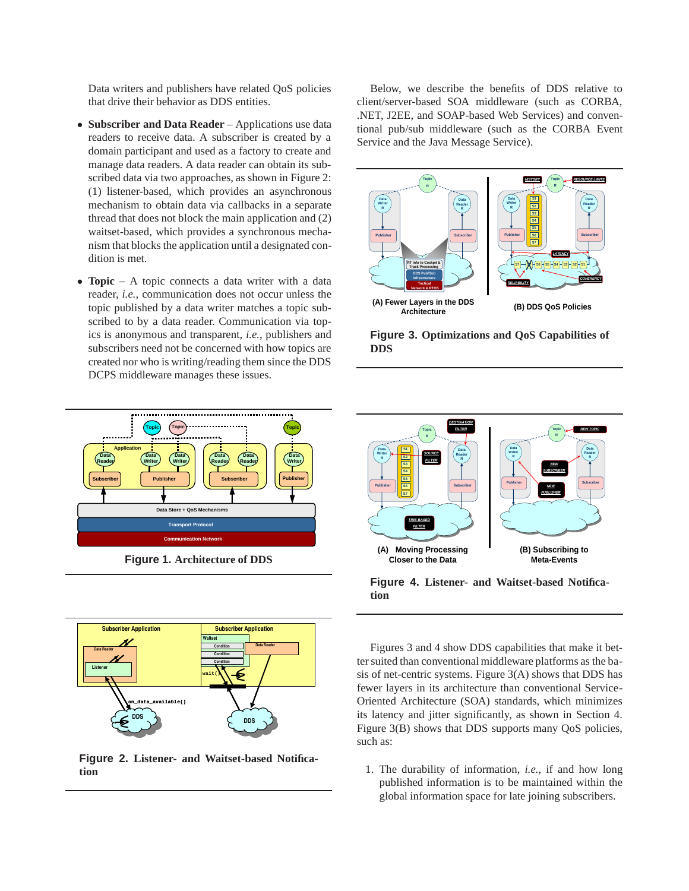Data writers and publishers have related QoS policies that drive their behavior as DDS entities.

- **Subscriber and Data Reader** – Applications use data readers to receive data. A subscriber is created by a domain participant and used as a factory to create and manage data readers. A data reader can obtain its subscribed data via two approaches, as shown in Figure 2: (1) listener-based, which provides an asynchronous mechanism to obtain data via callbacks in a separate thread that does not block the main application and (2) waitset-based, which provides a synchronous mechanism that blocks the application until a designated condition is met.

- **Topic** – A topic connects a data writer with a data reader, *i.e.*, communication does not occur unless the topic published by a data writer matches a topic subscribed to by a data reader. Communication via topics is anonymous and transparent, *i.e.*, publishers and subscribers need not be concerned with how topics are created nor who is writing/reading them since the DDS DCPS middleware manages these issues.

**Figure 1. Architecture of DDS**

**Figure 2. Listener- and Waitset-based Notification**

Below, we describe the benefits of DDS relative to client/server-based SOA middleware (such as CORBA, .NET, J2EE, and SOAP-based Web Services) and conventional pub/sub middleware (such as the CORBA Event Service and the Java Message Service).

(A) Fewer Layers in the DDS Architecture

(B) DDS QoS Policies

**Figure 3. Optimizations and QoS Capabilities of DDS**

(A) Moving Processing Closer to the Data

(B) Subscribing to Meta-Events

**Figure 4. Listener- and Waitset-based Notification**

Figures 3 and 4 show DDS capabilities that make it better suited than conventional middleware platforms as the basis of net-centric systems. Figure 3(A) shows that DDS has fewer layers in its architecture than conventional Service-Oriented Architecture (SOA) standards, which minimizes its latency and jitter significantly, as shown in Section 4. Figure 3(B) shows that DDS supports many QoS policies, such as:

1. The durability of information, *i.e.*, if and how long published information is to be maintained within the global information space for late joining subscribers.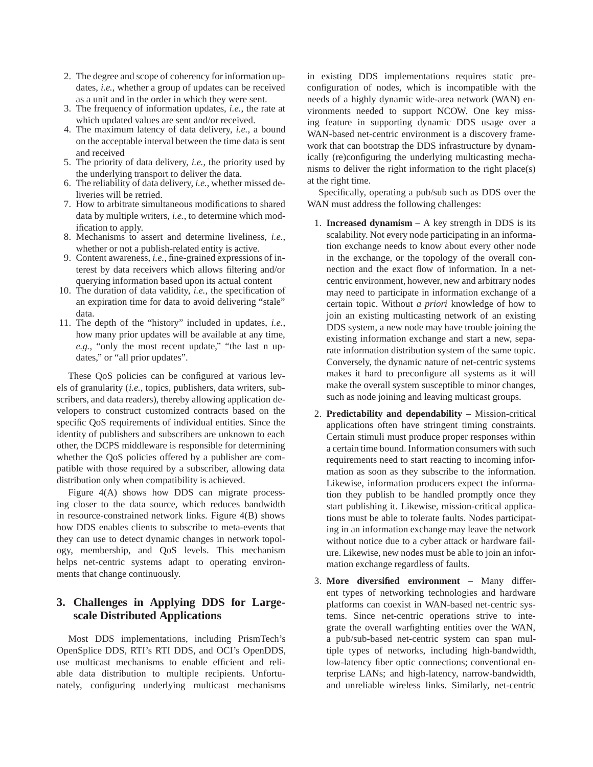2. The degree and scope of coherency for information updates, *i.e.*, whether a group of updates can be received as a unit and in the order in which they were sent.
3. The frequency of information updates, *i.e.*, the rate at which updated values are sent and/or received.
4. The maximum latency of data delivery, *i.e.*, a bound on the acceptable interval between the time data is sent and received
5. The priority of data delivery, *i.e.*, the priority used by the underlying transport to deliver the data.
6. The reliability of data delivery, *i.e.*, whether missed deliveries will be retried.
7. How to arbitrate simultaneous modifications to shared data by multiple writers, *i.e.*, to determine which modification to apply.
8. Mechanisms to assert and determine liveliness, *i.e.*, whether or not a publish-related entity is active.
9. Content awareness, *i.e.*, fine-grained expressions of interest by data receivers which allows filtering and/or querying information based upon its actual content
10. The duration of data validity, *i.e.*, the specification of an expiration time for data to avoid delivering "stale" data.
11. The depth of the "history" included in updates, *i.e.*, how many prior updates will be available at any time, *e.g.*, "only the most recent update," "the last n updates," or "all prior updates".

These QoS policies can be configured at various levels of granularity (*i.e.*, topics, publishers, data writers, subscribers, and data readers), thereby allowing application developers to construct customized contracts based on the specific QoS requirements of individual entities. Since the identity of publishers and subscribers are unknown to each other, the DCPS middleware is responsible for determining whether the QoS policies offered by a publisher are compatible with those required by a subscriber, allowing data distribution only when compatibility is achieved.

Figure 4(A) shows how DDS can migrate processing closer to the data source, which reduces bandwidth in resource-constrained network links. Figure 4(B) shows how DDS enables clients to subscribe to meta-events that they can use to detect dynamic changes in network topology, membership, and QoS levels. This mechanism helps net-centric systems adapt to operating environments that change continuously.

## 3. Challenges in Applying DDS for Large-scale Distributed Applications

Most DDS implementations, including PrismTech's OpenSplice DDS, RTI's RTI DDS, and OCI's OpenDDS, use multicast mechanisms to enable efficient and reliable data distribution to multiple recipients. Unfortunately, configuring underlying multicast mechanisms in existing DDS implementations requires static pre-configuration of nodes, which is incompatible with the needs of a highly dynamic wide-area network (WAN) environments needed to support NCOW. One key missing feature in supporting dynamic DDS usage over a WAN-based net-centric environment is a discovery framework that can bootstrap the DDS infrastructure by dynamically (re)configuring the underlying multicasting mechanisms to deliver the right information to the right place(s) at the right time.

Specifically, operating a pub/sub such as DDS over the WAN must address the following challenges:

1. **Increased dynamism** – A key strength in DDS is its scalability. Not every node participating in an information exchange needs to know about every other node in the exchange, or the topology of the overall connection and the exact flow of information. In a net-centric environment, however, new and arbitrary nodes may need to participate in information exchange of a certain topic. Without *a priori* knowledge of how to join an existing multicasting network of an existing DDS system, a new node may have trouble joining the existing information exchange and start a new, separate information distribution system of the same topic. Conversely, the dynamic nature of net-centric systems makes it hard to preconfigure all systems as it will make the overall system susceptible to minor changes, such as node joining and leaving multicast groups.

2. **Predictability and dependability** – Mission-critical applications often have stringent timing constraints. Certain stimuli must produce proper responses within a certain time bound. Information consumers with such requirements need to start reacting to incoming information as soon as they subscribe to the information. Likewise, information producers expect the information they publish to be handled promptly once they start publishing it. Likewise, mission-critical applications must be able to tolerate faults. Nodes participating in an information exchange may leave the network without notice due to a cyber attack or hardware failure. Likewise, new nodes must be able to join an information exchange regardless of faults.

3. **More diversified environment** – Many different types of networking technologies and hardware platforms can coexist in WAN-based net-centric systems. Since net-centric operations strive to integrate the overall warfighting entities over the WAN, a pub/sub-based net-centric system can span multiple types of networks, including high-bandwidth, low-latency fiber optic connections; conventional enterprise LANs; and high-latency, narrow-bandwidth, and unreliable wireless links. Similarly, net-centric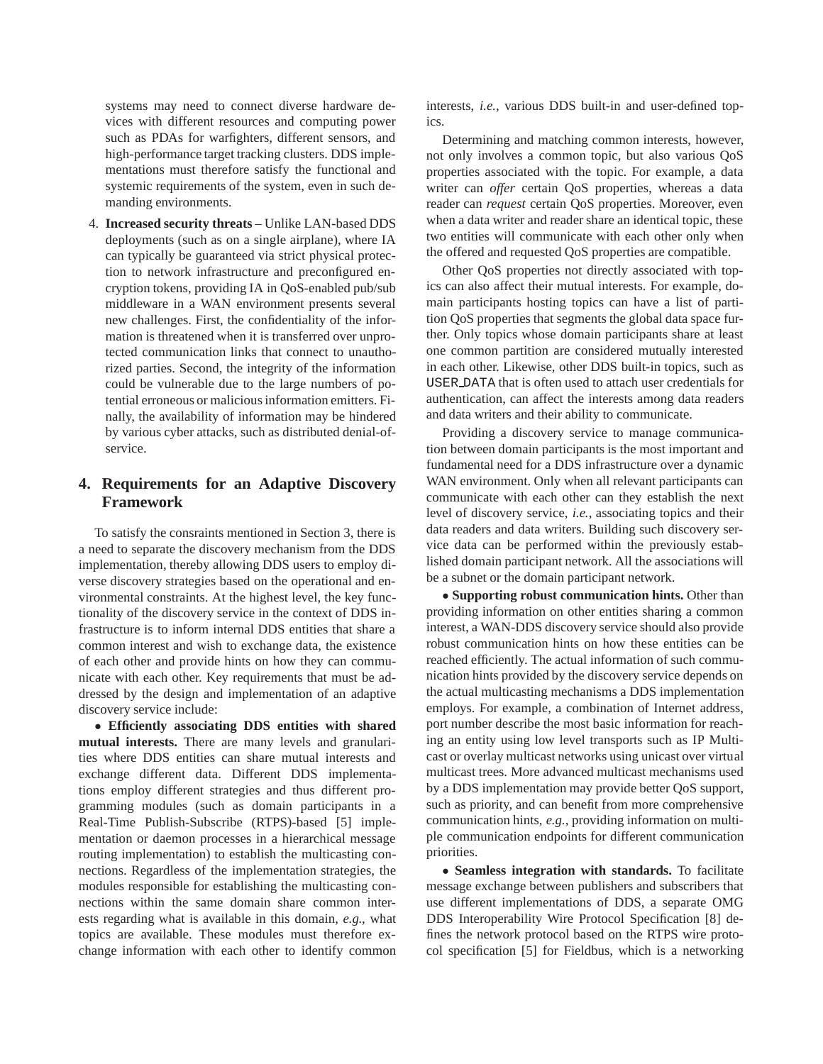systems may need to connect diverse hardware devices with different resources and computing power such as PDAs for warfighters, different sensors, and high-performance target tracking clusters. DDS implementations must therefore satisfy the functional and systemic requirements of the system, even in such demanding environments.

4. **Increased security threats** – Unlike LAN-based DDS deployments (such as on a single airplane), where IA can typically be guaranteed via strict physical protection to network infrastructure and preconfigured encryption tokens, providing IA in QoS-enabled pub/sub middleware in a WAN environment presents several new challenges. First, the confidentiality of the information is threatened when it is transferred over unprotected communication links that connect to unauthorized parties. Second, the integrity of the information could be vulnerable due to the large numbers of potential erroneous or malicious information emitters. Finally, the availability of information may be hindered by various cyber attacks, such as distributed denial-of-service.

## 4. Requirements for an Adaptive Discovery Framework

To satisfy the consraints mentioned in Section 3, there is a need to separate the discovery mechanism from the DDS implementation, thereby allowing DDS users to employ diverse discovery strategies based on the operational and environmental constraints. At the highest level, the key functionality of the discovery service in the context of DDS infrastructure is to inform internal DDS entities that share a common interest and wish to exchange data, the existence of each other and provide hints on how they can communicate with each other. Key requirements that must be addressed by the design and implementation of an adaptive discovery service include:

• **Efficiently associating DDS entities with shared mutual interests.** There are many levels and granularities where DDS entities can share mutual interests and exchange different data. Different DDS implementations employ different strategies and thus different programming modules (such as domain participants in a Real-Time Publish-Subscribe (RTPS)-based [5] implementation or daemon processes in a hierarchical message routing implementation) to establish the multicasting connections. Regardless of the implementation strategies, the modules responsible for establishing the multicasting connections within the same domain share common interests regarding what is available in this domain, *e.g.*, what topics are available. These modules must therefore exchange information with each other to identify common interests, *i.e.*, various DDS built-in and user-defined topics.

Determining and matching common interests, however, not only involves a common topic, but also various QoS properties associated with the topic. For example, a data writer can *offer* certain QoS properties, whereas a data reader can *request* certain QoS properties. Moreover, even when a data writer and reader share an identical topic, these two entities will communicate with each other only when the offered and requested QoS properties are compatible.

Other QoS properties not directly associated with topics can also affect their mutual interests. For example, domain participants hosting topics can have a list of partition QoS properties that segments the global data space further. Only topics whose domain participants share at least one common partition are considered mutually interested in each other. Likewise, other DDS built-in topics, such as USER_DATA that is often used to attach user credentials for authentication, can affect the interests among data readers and data writers and their ability to communicate.

Providing a discovery service to manage communication between domain participants is the most important and fundamental need for a DDS infrastructure over a dynamic WAN environment. Only when all relevant participants can communicate with each other can they establish the next level of discovery service, *i.e.*, associating topics and their data readers and data writers. Building such discovery service data can be performed within the previously established domain participant network. All the associations will be a subnet or the domain participant network.

• **Supporting robust communication hints.** Other than providing information on other entities sharing a common interest, a WAN-DDS discovery service should also provide robust communication hints on how these entities can be reached efficiently. The actual information of such communication hints provided by the discovery service depends on the actual multicasting mechanisms a DDS implementation employs. For example, a combination of Internet address, port number describe the most basic information for reaching an entity using low level transports such as IP Multicast or overlay multicast networks using unicast over virtual multicast trees. More advanced multicast mechanisms used by a DDS implementation may provide better QoS support, such as priority, and can benefit from more comprehensive communication hints, *e.g.*, providing information on multiple communication endpoints for different communication priorities.

• **Seamless integration with standards.** To facilitate message exchange between publishers and subscribers that use different implementations of DDS, a separate OMG DDS Interoperability Wire Protocol Specification [8] defines the network protocol based on the RTPS wire protocol specification [5] for Fieldbus, which is a networking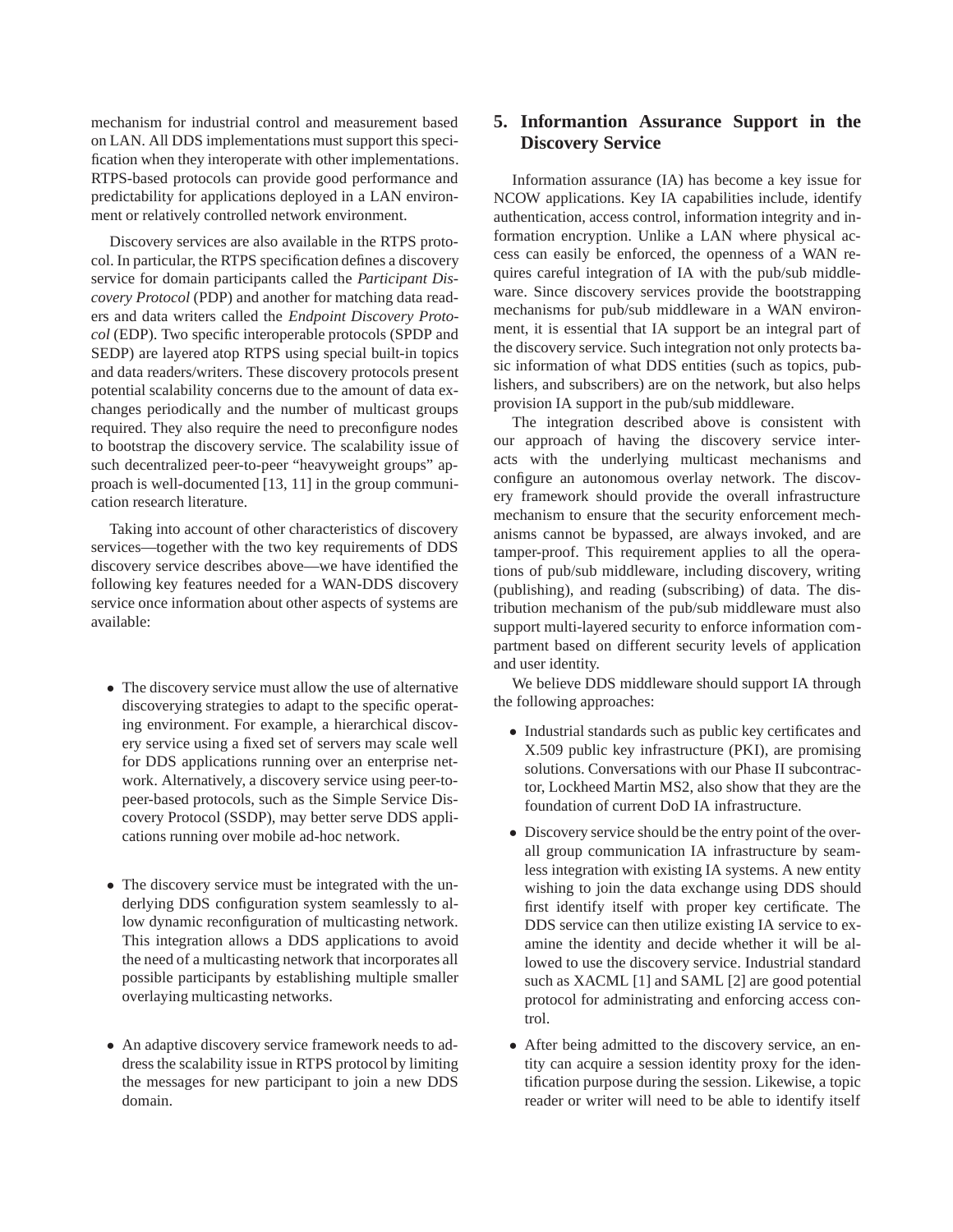mechanism for industrial control and measurement based on LAN. All DDS implementations must support this specification when they interoperate with other implementations. RTPS-based protocols can provide good performance and predictability for applications deployed in a LAN environment or relatively controlled network environment.

Discovery services are also available in the RTPS protocol. In particular, the RTPS specification defines a discovery service for domain participants called the *Participant Discovery Protocol* (PDP) and another for matching data readers and data writers called the *Endpoint Discovery Protocol* (EDP). Two specific interoperable protocols (SPDP and SEDP) are layered atop RTPS using special built-in topics and data readers/writers. These discovery protocols present potential scalability concerns due to the amount of data exchanges periodically and the number of multicast groups required. They also require the need to preconfigure nodes to bootstrap the discovery service. The scalability issue of such decentralized peer-to-peer "heavyweight groups" approach is well-documented [13, 11] in the group communication research literature.

Taking into account of other characteristics of discovery services—together with the two key requirements of DDS discovery service describes above—we have identified the following key features needed for a WAN-DDS discovery service once information about other aspects of systems are available:

- The discovery service must allow the use of alternative discoverying strategies to adapt to the specific operating environment. For example, a hierarchical discovery service using a fixed set of servers may scale well for DDS applications running over an enterprise network. Alternatively, a discovery service using peer-to-peer-based protocols, such as the Simple Service Discovery Protocol (SSDP), may better serve DDS applications running over mobile ad-hoc network.

- The discovery service must be integrated with the underlying DDS configuration system seamlessly to allow dynamic reconfiguration of multicasting network. This integration allows a DDS applications to avoid the need of a multicasting network that incorporates all possible participants by establishing multiple smaller overlaying multicasting networks.

- An adaptive discovery service framework needs to address the scalability issue in RTPS protocol by limiting the messages for new participant to join a new DDS domain.

## 5. Informantion Assurance Support in the Discovery Service

Information assurance (IA) has become a key issue for NCOW applications. Key IA capabilities include, identify authentication, access control, information integrity and information encryption. Unlike a LAN where physical access can easily be enforced, the openness of a WAN requires careful integration of IA with the pub/sub middleware. Since discovery services provide the bootstrapping mechanisms for pub/sub middleware in a WAN environment, it is essential that IA support be an integral part of the discovery service. Such integration not only protects basic information of what DDS entities (such as topics, publishers, and subscribers) are on the network, but also helps provision IA support in the pub/sub middleware.

The integration described above is consistent with our approach of having the discovery service interacts with the underlying multicast mechanisms and configure an autonomous overlay network. The discovery framework should provide the overall infrastructure mechanism to ensure that the security enforcement mechanisms cannot be bypassed, are always invoked, and are tamper-proof. This requirement applies to all the operations of pub/sub middleware, including discovery, writing (publishing), and reading (subscribing) of data. The distribution mechanism of the pub/sub middleware must also support multi-layered security to enforce information compartment based on different security levels of application and user identity.

We believe DDS middleware should support IA through the following approaches:

- Industrial standards such as public key certificates and X.509 public key infrastructure (PKI), are promising solutions. Conversations with our Phase II subcontractor, Lockheed Martin MS2, also show that they are the foundation of current DoD IA infrastructure.

- Discovery service should be the entry point of the overall group communication IA infrastructure by seamless integration with existing IA systems. A new entity wishing to join the data exchange using DDS should first identify itself with proper key certificate. The DDS service can then utilize existing IA service to examine the identity and decide whether it will be allowed to use the discovery service. Industrial standard such as XACML [1] and SAML [2] are good potential protocol for administrating and enforcing access control.

- After being admitted to the discovery service, an entity can acquire a session identity proxy for the identification purpose during the session. Likewise, a topic reader or writer will need to be able to identify itself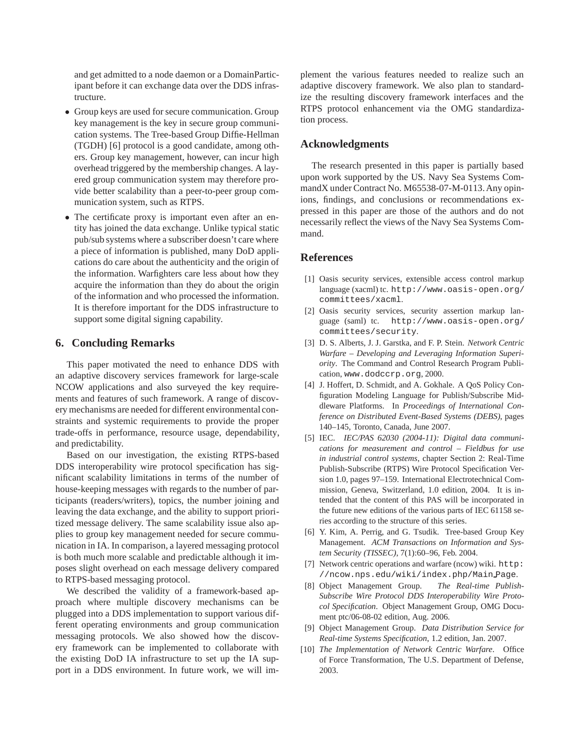and get admitted to a node daemon or a DomainParticipant before it can exchange data over the DDS infrastructure.

- Group keys are used for secure communication. Group key management is the key in secure group communication systems. The Tree-based Group Diffie-Hellman (TGDH) [6] protocol is a good candidate, among others. Group key management, however, can incur high overhead triggered by the membership changes. A layered group communication system may therefore provide better scalability than a peer-to-peer group communication system, such as RTPS.
- The certificate proxy is important even after an entity has joined the data exchange. Unlike typical static pub/sub systems where a subscriber doesn't care where a piece of information is published, many DoD applications do care about the authenticity and the origin of the information. Warfighters care less about how they acquire the information than they do about the origin of the information and who processed the information. It is therefore important for the DDS infrastructure to support some digital signing capability.

## 6. Concluding Remarks

This paper motivated the need to enhance DDS with an adaptive discovery services framework for large-scale NCOW applications and also surveyed the key requirements and features of such framework. A range of discovery mechanisms are needed for different environmental constraints and systemic requirements to provide the proper trade-offs in performance, resource usage, dependability, and predictability.

Based on our investigation, the existing RTPS-based DDS interoperability wire protocol specification has significant scalability limitations in terms of the number of house-keeping messages with regards to the number of participants (readers/writers), topics, the number joining and leaving the data exchange, and the ability to support prioritized message delivery. The same scalability issue also applies to group key management needed for secure communication in IA. In comparison, a layered messaging protocol is both much more scalable and predictable although it imposes slight overhead on each message delivery compared to RTPS-based messaging protocol.

We described the validity of a framework-based approach where multiple discovery mechanisms can be plugged into a DDS implementation to support various different operating environments and group communication messaging protocols. We also showed how the discovery framework can be implemented to collaborate with the existing DoD IA infrastructure to set up the IA support in a DDS environment. In future work, we will implement the various features needed to realize such an adaptive discovery framework. We also plan to standardize the resulting discovery framework interfaces and the RTPS protocol enhancement via the OMG standardization process.

## Acknowledgments

The research presented in this paper is partially based upon work supported by the US. Navy Sea Systems CommandX under Contract No. M65538-07-M-0113. Any opinions, findings, and conclusions or recommendations expressed in this paper are those of the authors and do not necessarily reflect the views of the Navy Sea Systems Command.

## References

[1] Oasis security services, extensible access control markup language (xacml) tc. http://www.oasis-open.org/committees/xacml.

[2] Oasis security services, security assertion markup language (saml) tc. http://www.oasis-open.org/committees/security.

[3] D. S. Alberts, J. J. Garstka, and F. P. Stein. *Network Centric Warfare – Developing and Leveraging Information Superiority*. The Command and Control Research Program Publication, www.dodccrp.org, 2000.

[4] J. Hoffert, D. Schmidt, and A. Gokhale. A QoS Policy Configuration Modeling Language for Publish/Subscribe Middleware Platforms. In *Proceedings of International Conference on Distributed Event-Based Systems (DEBS)*, pages 140–145, Toronto, Canada, June 2007.

[5] IEC. *IEC/PAS 62030 (2004-11): Digital data communications for measurement and control – Fieldbus for use in industrial control systems*, chapter Section 2: Real-Time Publish-Subscribe (RTPS) Wire Protocol Specification Version 1.0, pages 97–159. International Electrotechnical Commission, Geneva, Switzerland, 1.0 edition, 2004. It is intended that the content of this PAS will be incorporated in the future new editions of the various parts of IEC 61158 series according to the structure of this series.

[6] Y. Kim, A. Perrig, and G. Tsudik. Tree-based Group Key Management. *ACM Transactions on Information and System Security (TISSEC)*, 7(1):60–96, Feb. 2004.

[7] Network centric operations and warfare (ncow) wiki. http://ncow.nps.edu/wiki/index.php/Main_Page.

[8] Object Management Group. *The Real-time Publish-Subscribe Wire Protocol DDS Interoperability Wire Protocol Specification*. Object Management Group, OMG Document ptc/06-08-02 edition, Aug. 2006.

[9] Object Management Group. *Data Distribution Service for Real-time Systems Specification*, 1.2 edition, Jan. 2007.

[10] *The Implementation of Network Centric Warfare*. Office of Force Transformation, The U.S. Department of Defense, 2003.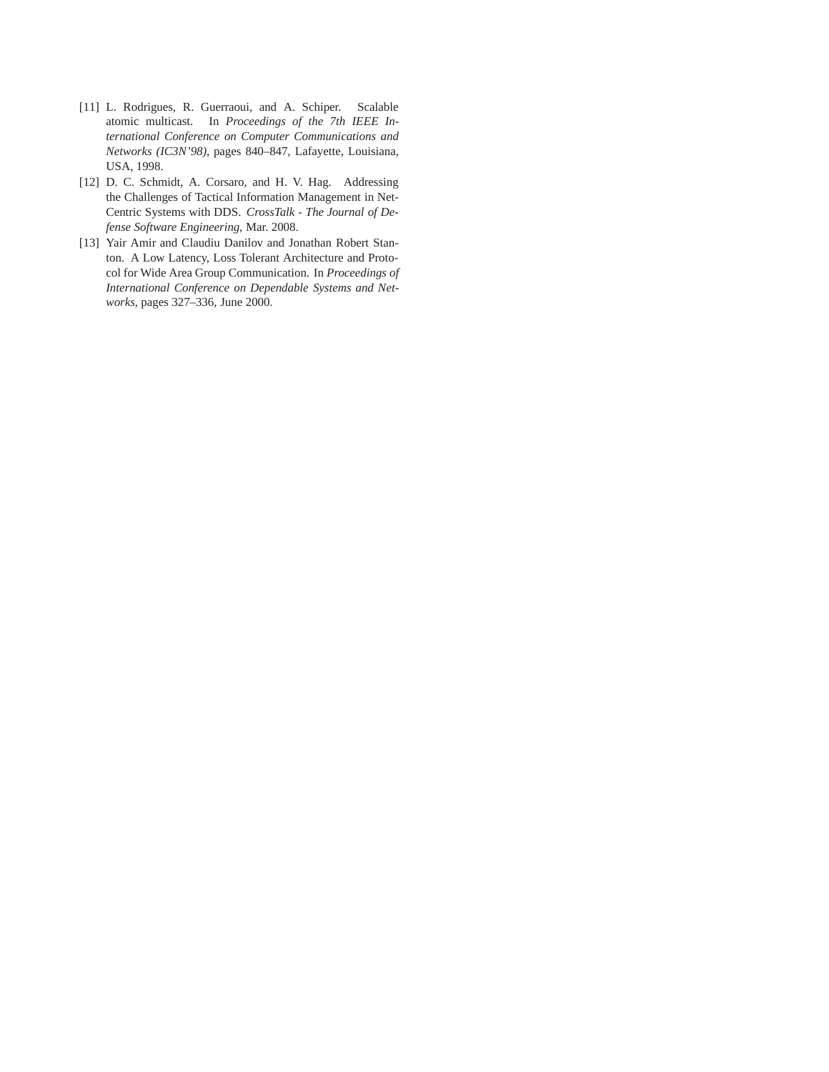[11] L. Rodrigues, R. Guerraoui, and A. Schiper. Scalable atomic multicast. In *Proceedings of the 7th IEEE International Conference on Computer Communications and Networks (IC3N'98)*, pages 840–847, Lafayette, Louisiana, USA, 1998.

[12] D. C. Schmidt, A. Corsaro, and H. V. Hag. Addressing the Challenges of Tactical Information Management in Net-Centric Systems with DDS. *CrossTalk - The Journal of Defense Software Engineering*, Mar. 2008.

[13] Yair Amir and Claudiu Danilov and Jonathan Robert Stanton. A Low Latency, Loss Tolerant Architecture and Protocol for Wide Area Group Communication. In *Proceedings of International Conference on Dependable Systems and Networks*, pages 327–336, June 2000.